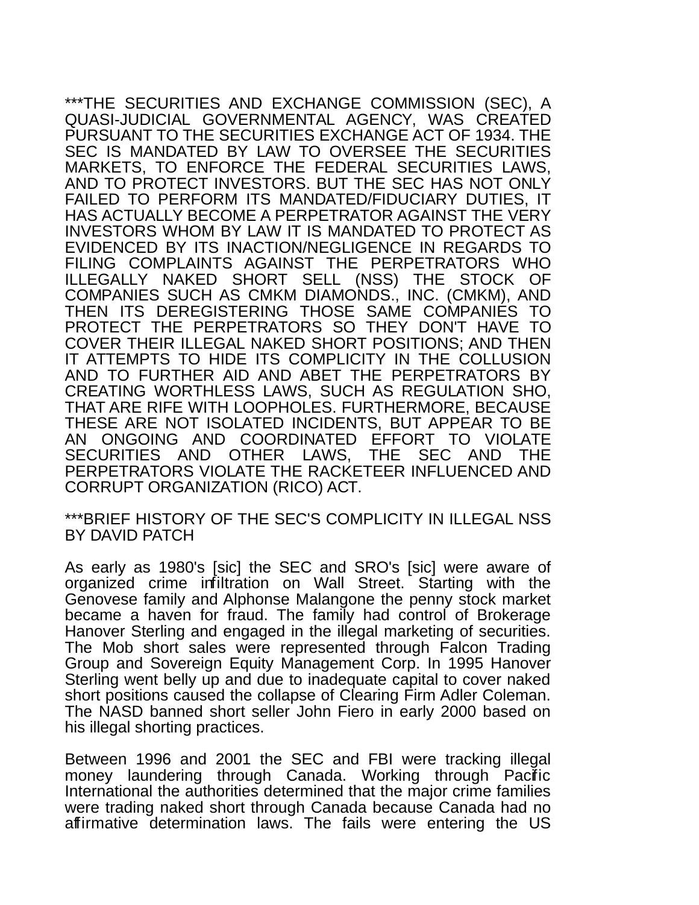***THE SECURITIES AND EXCHANGE COMMISSION (SEC), A QUASI-JUDICIAL GOVERNMENTAL AGENCY, WAS CREATED PURSUANT TO THE SECURITIES EXCHANGE ACT OF 1934. THE SEC IS MANDATED BY LAW TO OVERSEE THE SECURITIES MARKETS, TO ENFORCE THE FEDERAL SECURITIES LAWS, AND TO PROTECT INVESTORS. BUT THE SEC HAS NOT ONLY FAILED TO PERFORM ITS MANDATED/FIDUCIARY DUTIES, IT HAS ACTUALLY BECOME A PERPETRATOR AGAINST THE VERY INVESTORS WHOM BY LAW IT IS MANDATED TO PROTECT AS EVIDENCED BY ITS INACTION/NEGLIGENCE IN REGARDS TO FILING COMPLAINTS AGAINST THE PERPETRATORS WHO ILLEGALLY NAKED SHORT SELL (NSS) THE STOCK OF COMPANIES SUCH AS CMKM DIAMONDS., INC. (CMKM), AND THEN ITS DEREGISTERING THOSE SAME COMPANIES TO PROTECT THE PERPETRATORS SO THEY DON'T HAVE TO COVER THEIR ILLEGAL NAKED SHORT POSITIONS; AND THEN IT ATTEMPTS TO HIDE ITS COMPLICITY IN THE COLLUSION AND TO FURTHER AID AND ABET THE PERPETRATORS BY CREATING WORTHLESS LAWS, SUCH AS REGULATION SHO, THAT ARE RIFE WITH LOOPHOLES. FURTHERMORE, BECAUSE THESE ARE NOT ISOLATED INCIDENTS, BUT APPEAR TO BE AN ONGOING AND COORDINATED EFFORT TO VIOLATE SECURITIES AND OTHER LAWS, THE SEC AND THE PERPETRATORS VIOLATE THE RACKETEER INFLUENCED AND CORRUPT ORGANIZATION (RICO) ACT.

***BRIEF HISTORY OF THE SEC'S COMPLICITY IN ILLEGAL NSS BY DAVID PATCH

As early as 1980's [sic] the SEC and SRO's [sic] were aware of organized crime infiltration on Wall Street. Starting with the Genovese family and Alphonse Malangone the penny stock market became a haven for fraud. The family had control of Brokerage Hanover Sterling and engaged in the illegal marketing of securities. The Mob short sales were represented through Falcon Trading Group and Sovereign Equity Management Corp. In 1995 Hanover Sterling went belly up and due to inadequate capital to cover naked short positions caused the collapse of Clearing Firm Adler Coleman. The NASD banned short seller John Fiero in early 2000 based on his illegal shorting practices.

Between 1996 and 2001 the SEC and FBI were tracking illegal money laundering through Canada. Working through Pacific International the authorities determined that the major crime families were trading naked short through Canada because Canada had no affirmative determination laws. The fails were entering the US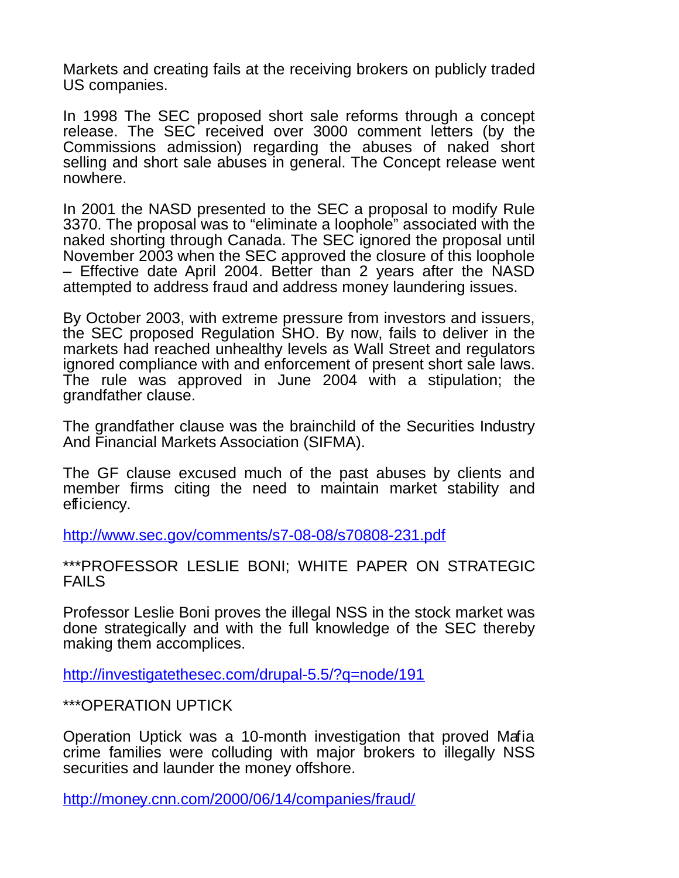Markets and creating fails at the receiving brokers on publicly traded US companies.

In 1998 The SEC proposed short sale reforms through a concept release. The SEC received over 3000 comment letters (by the Commissions admission) regarding the abuses of naked short selling and short sale abuses in general. The Concept release went nowhere.

In 2001 the NASD presented to the SEC a proposal to modify Rule 3370. The proposal was to "eliminate a loophole" associated with the naked shorting through Canada. The SEC ignored the proposal until November 2003 when the SEC approved the closure of this loophole – Effective date April 2004. Better than 2 years after the NASD attempted to address fraud and address money laundering issues.

By October 2003, with extreme pressure from investors and issuers, the SEC proposed Regulation SHO. By now, fails to deliver in the markets had reached unhealthy levels as Wall Street and regulators ignored compliance with and enforcement of present short sale laws. The rule was approved in June 2004 with a stipulation; the grandfather clause.

The grandfather clause was the brainchild of the Securities Industry And Financial Markets Association (SIFMA).

The GF clause excused much of the past abuses by clients and member firms citing the need to maintain market stability and efficiency.

http://www.sec.gov/comments/s7-08-08/s70808-231.pdf

***PROFESSOR LESLIE BONI; WHITE PAPER ON STRATEGIC FAILS

Professor Leslie Boni proves the illegal NSS in the stock market was done strategically and with the full knowledge of the SEC thereby making them accomplices.

http://investigatethesec.com/drupal-5.5/?q=node/191

***OPERATION UPTICK

Operation Uptick was a 10-month investigation that proved Mafia crime families were colluding with major brokers to illegally NSS securities and launder the money offshore.

http://money.cnn.com/2000/06/14/companies/fraud/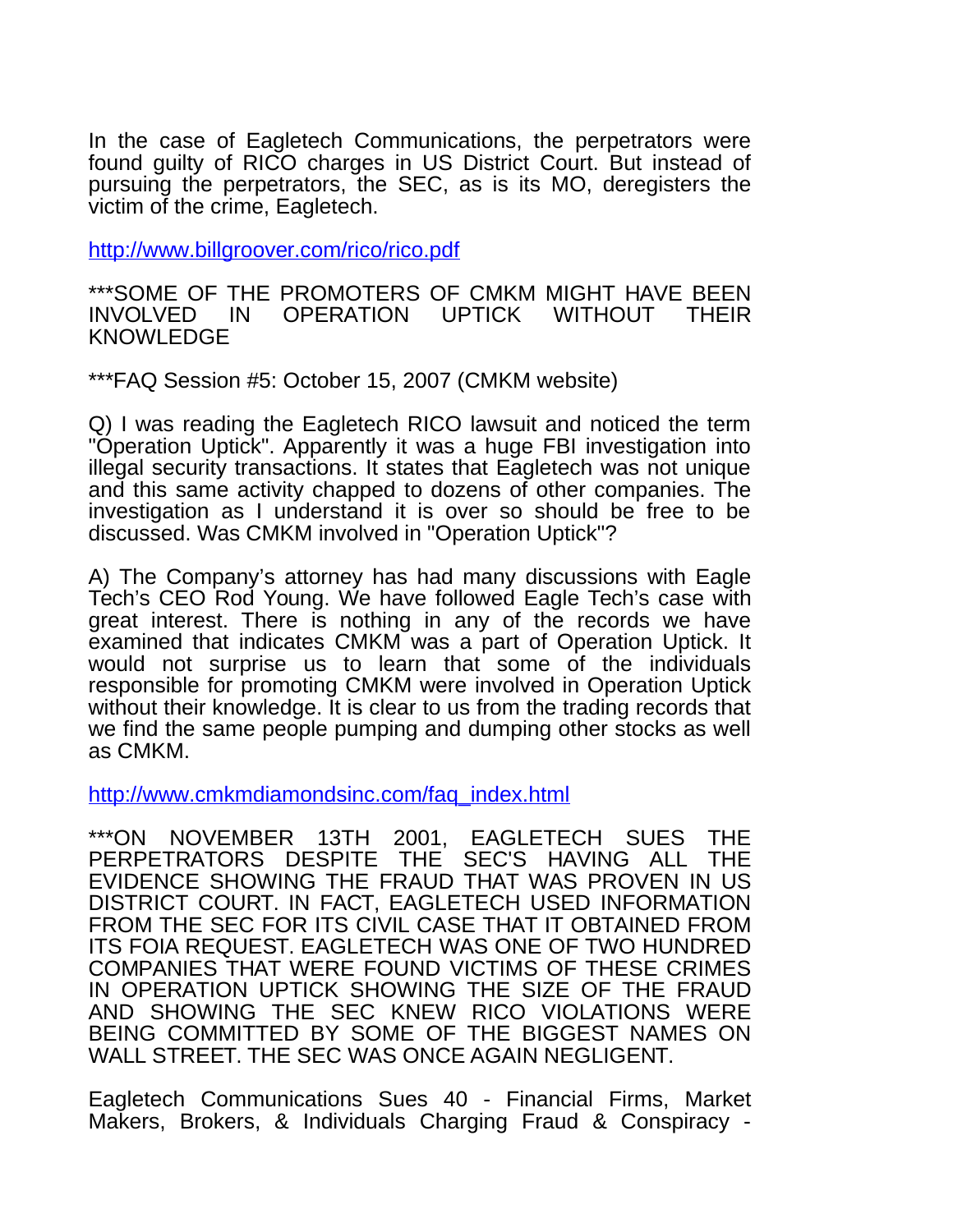In the case of Eagletech Communications, the perpetrators were found guilty of RICO charges in US District Court. But instead of pursuing the perpetrators, the SEC, as is its MO, deregisters the victim of the crime, Eagletech.

http://www.billgroover.com/rico/rico.pdf

***SOME OF THE PROMOTERS OF CMKM MIGHT HAVE BEEN INVOLVED IN OPERATION UPTICK WITHOUT THEIR KNOWLEDGE

***FAQ Session #5: October 15, 2007 (CMKM website)

Q) I was reading the Eagletech RICO lawsuit and noticed the term "Operation Uptick". Apparently it was a huge FBI investigation into illegal security transactions. It states that Eagletech was not unique and this same activity chapped to dozens of other companies. The investigation as I understand it is over so should be free to be discussed. Was CMKM involved in "Operation Uptick"?

A) The Company's attorney has had many discussions with Eagle Tech's CEO Rod Young. We have followed Eagle Tech's case with great interest. There is nothing in any of the records we have examined that indicates CMKM was a part of Operation Uptick. It would not surprise us to learn that some of the individuals responsible for promoting CMKM were involved in Operation Uptick without their knowledge. It is clear to us from the trading records that we find the same people pumping and dumping other stocks as well as CMKM.

http://www.cmkmdiamondsinc.com/faq_index.html

***ON NOVEMBER 13TH 2001, EAGLETECH SUES THE PERPETRATORS DESPITE THE SEC'S HAVING ALL THE EVIDENCE SHOWING THE FRAUD THAT WAS PROVEN IN US DISTRICT COURT. IN FACT, EAGLETECH USED INFORMATION FROM THE SEC FOR ITS CIVIL CASE THAT IT OBTAINED FROM ITS FOIA REQUEST. EAGLETECH WAS ONE OF TWO HUNDRED COMPANIES THAT WERE FOUND VICTIMS OF THESE CRIMES IN OPERATION UPTICK SHOWING THE SIZE OF THE FRAUD AND SHOWING THE SEC KNEW RICO VIOLATIONS WERE BEING COMMITTED BY SOME OF THE BIGGEST NAMES ON WALL STREET. THE SEC WAS ONCE AGAIN NEGLIGENT.

Eagletech Communications Sues 40 - Financial Firms, Market Makers, Brokers, & Individuals Charging Fraud & Conspiracy -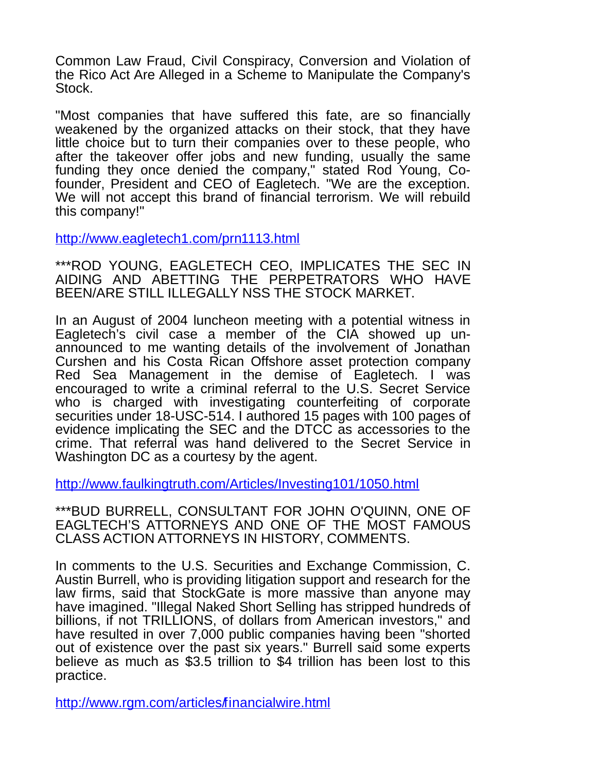Common Law Fraud, Civil Conspiracy, Conversion and Violation of the Rico Act Are Alleged in a Scheme to Manipulate the Company's Stock.

"Most companies that have suffered this fate, are so financially weakened by the organized attacks on their stock, that they have little choice but to turn their companies over to these people, who after the takeover offer jobs and new funding, usually the same funding they once denied the company," stated Rod Young, Co-founder, President and CEO of Eagletech. "We are the exception. We will not accept this brand of financial terrorism. We will rebuild this company!"

http://www.eagletech1.com/prn1113.html

***ROD YOUNG, EAGLETECH CEO, IMPLICATES THE SEC IN AIDING AND ABETTING THE PERPETRATORS WHO HAVE BEEN/ARE STILL ILLEGALLY NSS THE STOCK MARKET.

In an August of 2004 luncheon meeting with a potential witness in Eagletech's civil case a member of the CIA showed up un-announced to me wanting details of the involvement of Jonathan Curshen and his Costa Rican Offshore asset protection company Red Sea Management in the demise of Eagletech. I was encouraged to write a criminal referral to the U.S. Secret Service who is charged with investigating counterfeiting of corporate securities under 18-USC-514. I authored 15 pages with 100 pages of evidence implicating the SEC and the DTCC as accessories to the crime. That referral was hand delivered to the Secret Service in Washington DC as a courtesy by the agent.

http://www.faulkingtruth.com/Articles/Investing101/1050.html

***BUD BURRELL, CONSULTANT FOR JOHN O'QUINN, ONE OF EAGLTECH'S ATTORNEYS AND ONE OF THE MOST FAMOUS CLASS ACTION ATTORNEYS IN HISTORY, COMMENTS.

In comments to the U.S. Securities and Exchange Commission, C. Austin Burrell, who is providing litigation support and research for the law firms, said that StockGate is more massive than anyone may have imagined. "Illegal Naked Short Selling has stripped hundreds of billions, if not TRILLIONS, of dollars from American investors," and have resulted in over 7,000 public companies having been "shorted out of existence over the past six years." Burrell said some experts believe as much as $3.5 trillion to $4 trillion has been lost to this practice.

http://www.rgm.com/articles/financialwire.html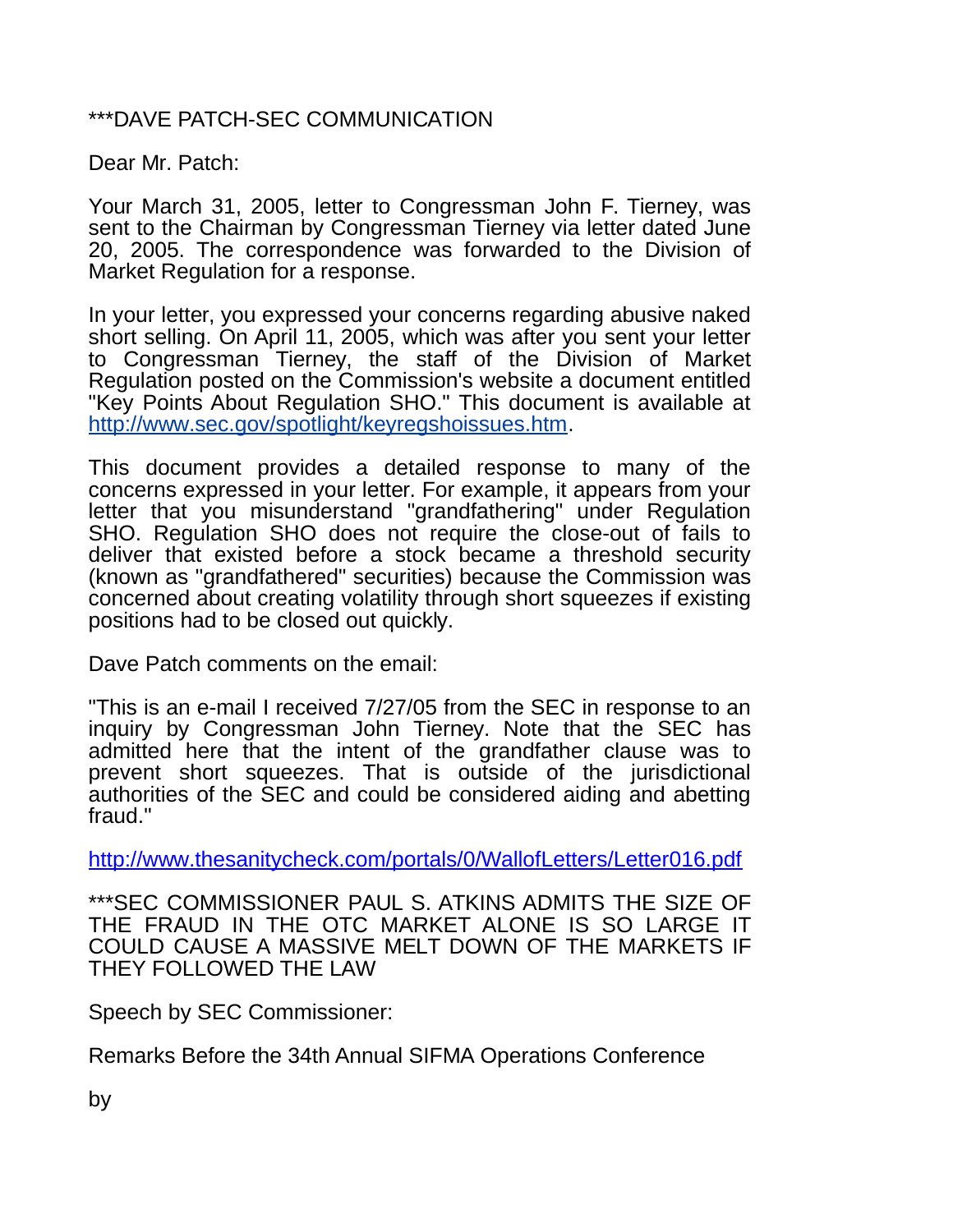***DAVE PATCH-SEC COMMUNICATION

Dear Mr. Patch:

Your March 31, 2005, letter to Congressman John F. Tierney, was sent to the Chairman by Congressman Tierney via letter dated June 20, 2005. The correspondence was forwarded to the Division of Market Regulation for a response.

In your letter, you expressed your concerns regarding abusive naked short selling. On April 11, 2005, which was after you sent your letter to Congressman Tierney, the staff of the Division of Market Regulation posted on the Commission's website a document entitled "Key Points About Regulation SHO." This document is available at http://www.sec.gov/spotlight/keyregshoissues.htm.

This document provides a detailed response to many of the concerns expressed in your letter. For example, it appears from your letter that you misunderstand "grandfathering" under Regulation SHO. Regulation SHO does not require the close-out of fails to deliver that existed before a stock became a threshold security (known as "grandfathered" securities) because the Commission was concerned about creating volatility through short squeezes if existing positions had to be closed out quickly.

Dave Patch comments on the email:

"This is an e-mail I received 7/27/05 from the SEC in response to an inquiry by Congressman John Tierney. Note that the SEC has admitted here that the intent of the grandfather clause was to prevent short squeezes. That is outside of the jurisdictional authorities of the SEC and could be considered aiding and abetting fraud."

http://www.thesanitycheck.com/portals/0/WallofLetters/Letter016.pdf

***SEC COMMISSIONER PAUL S. ATKINS ADMITS THE SIZE OF THE FRAUD IN THE OTC MARKET ALONE IS SO LARGE IT COULD CAUSE A MASSIVE MELT DOWN OF THE MARKETS IF THEY FOLLOWED THE LAW

Speech by SEC Commissioner:

Remarks Before the 34th Annual SIFMA Operations Conference

by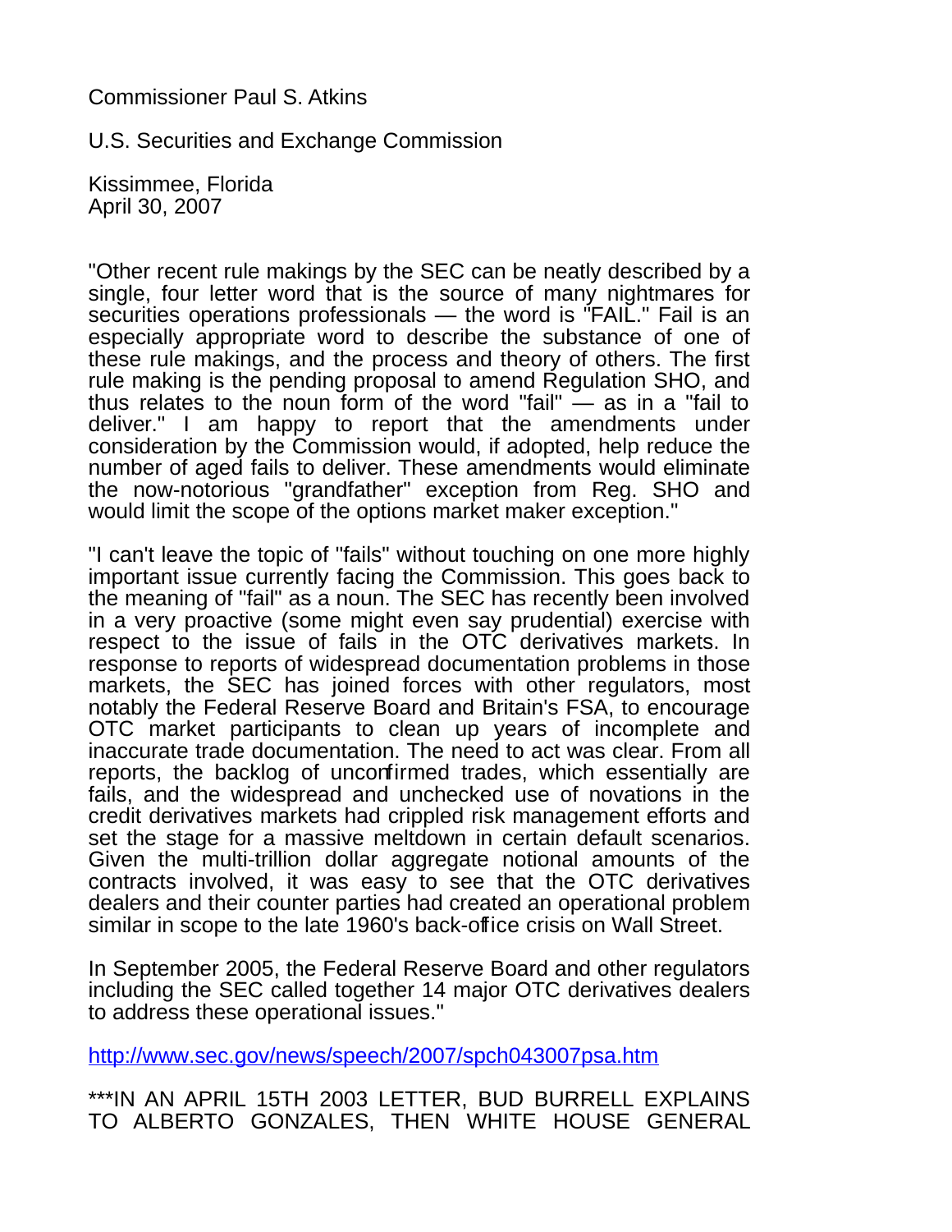Commissioner Paul S. Atkins

U.S. Securities and Exchange Commission

Kissimmee, Florida
April 30, 2007

"Other recent rule makings by the SEC can be neatly described by a single, four letter word that is the source of many nightmares for securities operations professionals — the word is "FAIL." Fail is an especially appropriate word to describe the substance of one of these rule makings, and the process and theory of others. The first rule making is the pending proposal to amend Regulation SHO, and thus relates to the noun form of the word "fail" — as in a "fail to deliver." I am happy to report that the amendments under consideration by the Commission would, if adopted, help reduce the number of aged fails to deliver. These amendments would eliminate the now-notorious "grandfather" exception from Reg. SHO and would limit the scope of the options market maker exception."

"I can't leave the topic of "fails" without touching on one more highly important issue currently facing the Commission. This goes back to the meaning of "fail" as a noun. The SEC has recently been involved in a very proactive (some might even say prudential) exercise with respect to the issue of fails in the OTC derivatives markets. In response to reports of widespread documentation problems in those markets, the SEC has joined forces with other regulators, most notably the Federal Reserve Board and Britain's FSA, to encourage OTC market participants to clean up years of incomplete and inaccurate trade documentation. The need to act was clear. From all reports, the backlog of unconfirmed trades, which essentially are fails, and the widespread and unchecked use of novations in the credit derivatives markets had crippled risk management efforts and set the stage for a massive meltdown in certain default scenarios. Given the multi-trillion dollar aggregate notional amounts of the contracts involved, it was easy to see that the OTC derivatives dealers and their counter parties had created an operational problem similar in scope to the late 1960's back-office crisis on Wall Street.

In September 2005, the Federal Reserve Board and other regulators including the SEC called together 14 major OTC derivatives dealers to address these operational issues."

http://www.sec.gov/news/speech/2007/spch043007psa.htm

***IN AN APRIL 15TH 2003 LETTER, BUD BURRELL EXPLAINS TO ALBERTO GONZALES, THEN WHITE HOUSE GENERAL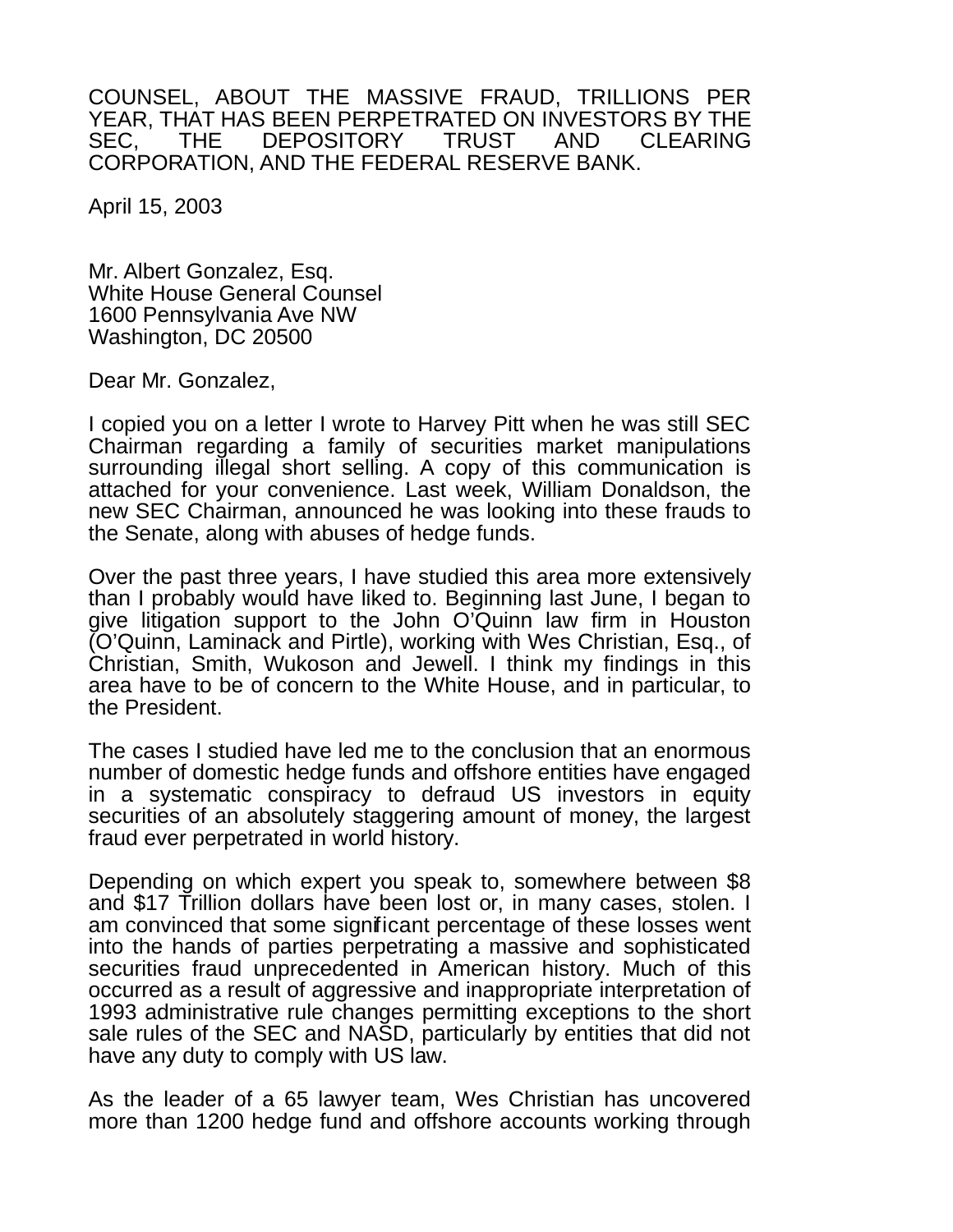COUNSEL, ABOUT THE MASSIVE FRAUD, TRILLIONS PER YEAR, THAT HAS BEEN PERPETRATED ON INVESTORS BY THE SEC, THE DEPOSITORY TRUST AND CLEARING CORPORATION, AND THE FEDERAL RESERVE BANK.

April 15, 2003

Mr. Albert Gonzalez, Esq.
White House General Counsel
1600 Pennsylvania Ave NW
Washington, DC 20500

Dear Mr. Gonzalez,

I copied you on a letter I wrote to Harvey Pitt when he was still SEC Chairman regarding a family of securities market manipulations surrounding illegal short selling. A copy of this communication is attached for your convenience. Last week, William Donaldson, the new SEC Chairman, announced he was looking into these frauds to the Senate, along with abuses of hedge funds.

Over the past three years, I have studied this area more extensively than I probably would have liked to. Beginning last June, I began to give litigation support to the John O'Quinn law firm in Houston (O'Quinn, Laminack and Pirtle), working with Wes Christian, Esq., of Christian, Smith, Wukoson and Jewell. I think my findings in this area have to be of concern to the White House, and in particular, to the President.

The cases I studied have led me to the conclusion that an enormous number of domestic hedge funds and offshore entities have engaged in a systematic conspiracy to defraud US investors in equity securities of an absolutely staggering amount of money, the largest fraud ever perpetrated in world history.

Depending on which expert you speak to, somewhere between $8 and $17 Trillion dollars have been lost or, in many cases, stolen. I am convinced that some significant percentage of these losses went into the hands of parties perpetrating a massive and sophisticated securities fraud unprecedented in American history. Much of this occurred as a result of aggressive and inappropriate interpretation of 1993 administrative rule changes permitting exceptions to the short sale rules of the SEC and NASD, particularly by entities that did not have any duty to comply with US law.

As the leader of a 65 lawyer team, Wes Christian has uncovered more than 1200 hedge fund and offshore accounts working through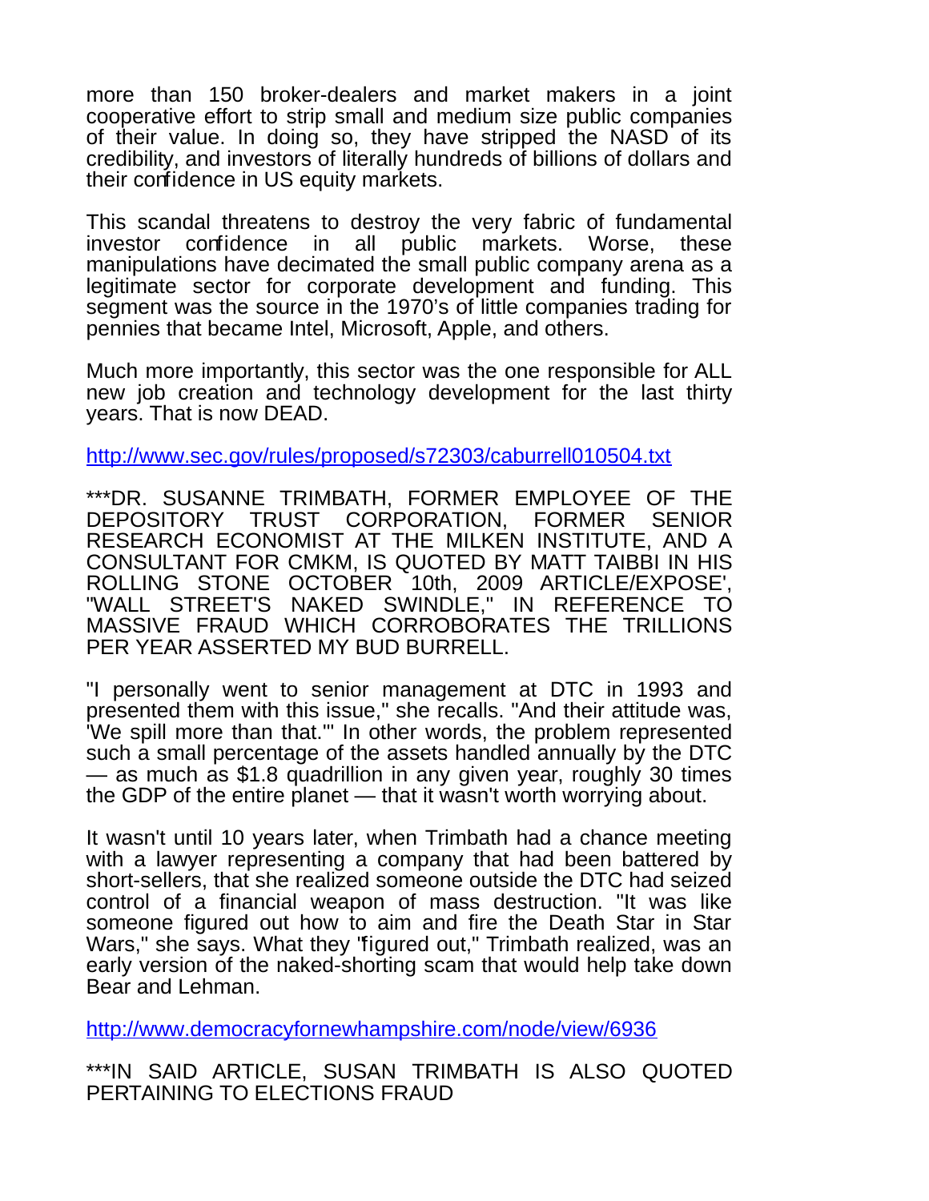more than 150 broker-dealers and market makers in a joint cooperative effort to strip small and medium size public companies of their value. In doing so, they have stripped the NASD of its credibility, and investors of literally hundreds of billions of dollars and their confidence in US equity markets.

This scandal threatens to destroy the very fabric of fundamental investor confidence in all public markets. Worse, these manipulations have decimated the small public company arena as a legitimate sector for corporate development and funding. This segment was the source in the 1970's of little companies trading for pennies that became Intel, Microsoft, Apple, and others.

Much more importantly, this sector was the one responsible for ALL new job creation and technology development for the last thirty years. That is now DEAD.

http://www.sec.gov/rules/proposed/s72303/caburrell010504.txt

***DR. SUSANNE TRIMBATH, FORMER EMPLOYEE OF THE DEPOSITORY TRUST CORPORATION, FORMER SENIOR RESEARCH ECONOMIST AT THE MILKEN INSTITUTE, AND A CONSULTANT FOR CMKM, IS QUOTED BY MATT TAIBBI IN HIS ROLLING STONE OCTOBER 10th, 2009 ARTICLE/EXPOSE', "WALL STREET'S NAKED SWINDLE," IN REFERENCE TO MASSIVE FRAUD WHICH CORROBORATES THE TRILLIONS PER YEAR ASSERTED MY BUD BURRELL.

"I personally went to senior management at DTC in 1993 and presented them with this issue," she recalls. "And their attitude was, 'We spill more than that.'" In other words, the problem represented such a small percentage of the assets handled annually by the DTC — as much as $1.8 quadrillion in any given year, roughly 30 times the GDP of the entire planet — that it wasn't worth worrying about.

It wasn't until 10 years later, when Trimbath had a chance meeting with a lawyer representing a company that had been battered by short-sellers, that she realized someone outside the DTC had seized control of a financial weapon of mass destruction. "It was like someone figured out how to aim and fire the Death Star in Star Wars," she says. What they "figured out," Trimbath realized, was an early version of the naked-shorting scam that would help take down Bear and Lehman.

http://www.democracyfornewhampshire.com/node/view/6936

***IN SAID ARTICLE, SUSAN TRIMBATH IS ALSO QUOTED PERTAINING TO ELECTIONS FRAUD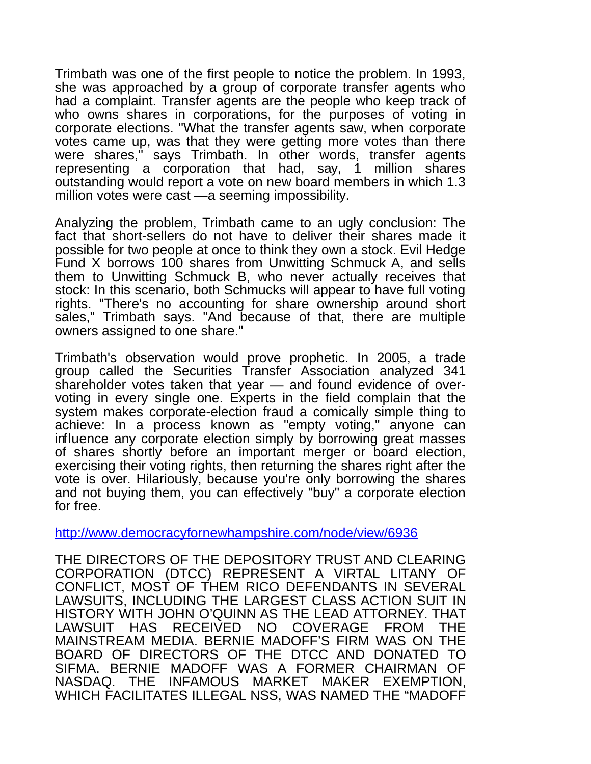Trimbath was one of the first people to notice the problem. In 1993, she was approached by a group of corporate transfer agents who had a complaint. Transfer agents are the people who keep track of who owns shares in corporations, for the purposes of voting in corporate elections. "What the transfer agents saw, when corporate votes came up, was that they were getting more votes than there were shares," says Trimbath. In other words, transfer agents representing a corporation that had, say, 1 million shares outstanding would report a vote on new board members in which 1.3 million votes were cast —a seeming impossibility.

Analyzing the problem, Trimbath came to an ugly conclusion: The fact that short-sellers do not have to deliver their shares made it possible for two people at once to think they own a stock. Evil Hedge Fund X borrows 100 shares from Unwitting Schmuck A, and sells them to Unwitting Schmuck B, who never actually receives that stock: In this scenario, both Schmucks will appear to have full voting rights. "There's no accounting for share ownership around short sales," Trimbath says. "And because of that, there are multiple owners assigned to one share."

Trimbath's observation would prove prophetic. In 2005, a trade group called the Securities Transfer Association analyzed 341 shareholder votes taken that year — and found evidence of over-voting in every single one. Experts in the field complain that the system makes corporate-election fraud a comically simple thing to achieve: In a process known as "empty voting," anyone can influence any corporate election simply by borrowing great masses of shares shortly before an important merger or board election, exercising their voting rights, then returning the shares right after the vote is over. Hilariously, because you're only borrowing the shares and not buying them, you can effectively "buy" a corporate election for free.

http://www.democracyfornewhampshire.com/node/view/6936

THE DIRECTORS OF THE DEPOSITORY TRUST AND CLEARING CORPORATION (DTCC) REPRESENT A VIRTAL LITANY OF CONFLICT, MOST OF THEM RICO DEFENDANTS IN SEVERAL LAWSUITS, INCLUDING THE LARGEST CLASS ACTION SUIT IN HISTORY WITH JOHN O'QUINN AS THE LEAD ATTORNEY. THAT LAWSUIT HAS RECEIVED NO COVERAGE FROM THE MAINSTREAM MEDIA. BERNIE MADOFF'S FIRM WAS ON THE BOARD OF DIRECTORS OF THE DTCC AND DONATED TO SIFMA. BERNIE MADOFF WAS A FORMER CHAIRMAN OF NASDAQ. THE INFAMOUS MARKET MAKER EXEMPTION, WHICH FACILITATES ILLEGAL NSS, WAS NAMED THE "MADOFF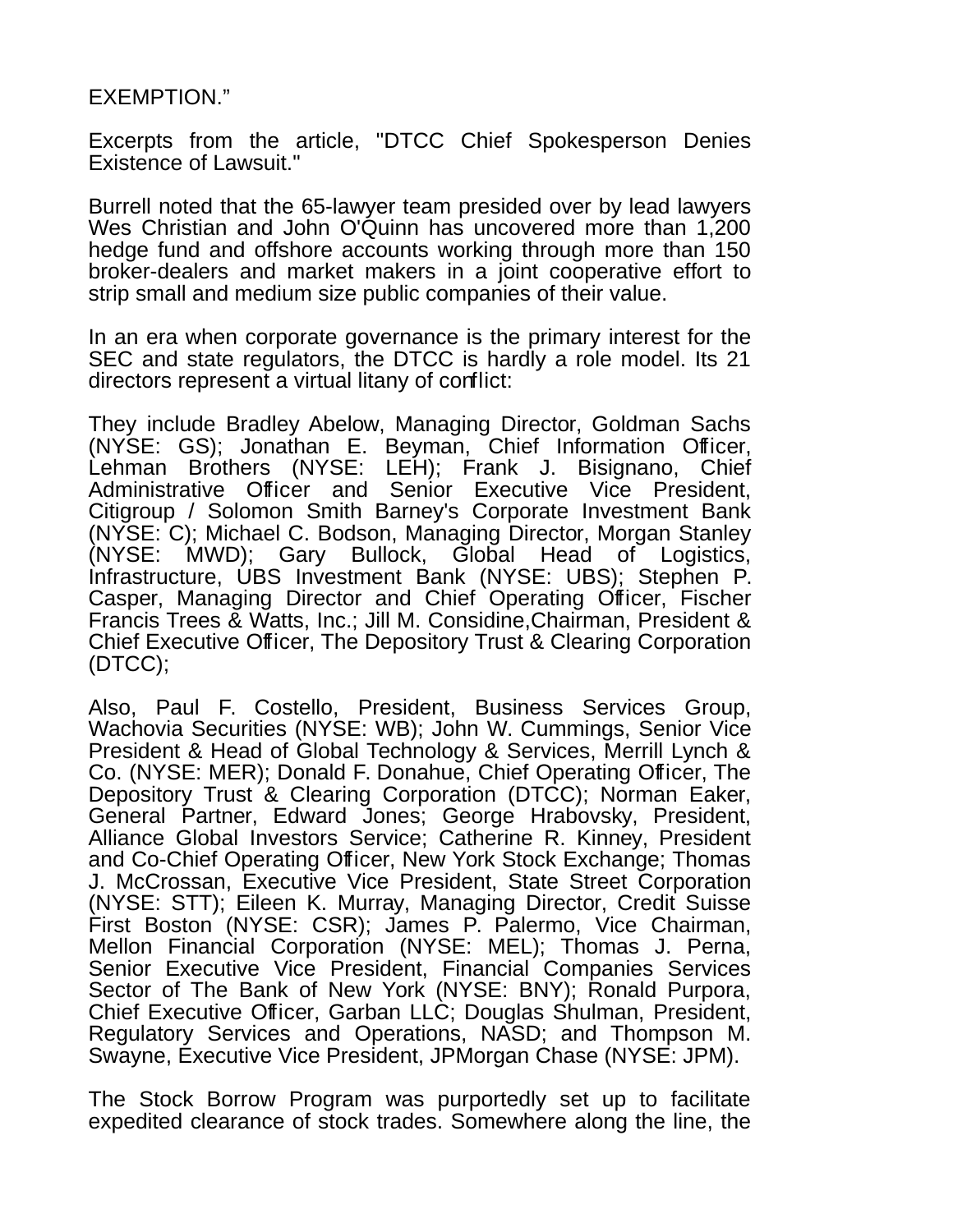EXEMPTION."

Excerpts from the article, "DTCC Chief Spokesperson Denies Existence of Lawsuit."

Burrell noted that the 65-lawyer team presided over by lead lawyers Wes Christian and John O'Quinn has uncovered more than 1,200 hedge fund and offshore accounts working through more than 150 broker-dealers and market makers in a joint cooperative effort to strip small and medium size public companies of their value.

In an era when corporate governance is the primary interest for the SEC and state regulators, the DTCC is hardly a role model. Its 21 directors represent a virtual litany of conflict:

They include Bradley Abelow, Managing Director, Goldman Sachs (NYSE: GS); Jonathan E. Beyman, Chief Information Officer, Lehman Brothers (NYSE: LEH); Frank J. Bisignano, Chief Administrative Officer and Senior Executive Vice President, Citigroup / Solomon Smith Barney's Corporate Investment Bank (NYSE: C); Michael C. Bodson, Managing Director, Morgan Stanley (NYSE: MWD); Gary Bullock, Global Head of Logistics, Infrastructure, UBS Investment Bank (NYSE: UBS); Stephen P. Casper, Managing Director and Chief Operating Officer, Fischer Francis Trees & Watts, Inc.; Jill M. Considine,Chairman, President & Chief Executive Officer, The Depository Trust & Clearing Corporation (DTCC);

Also, Paul F. Costello, President, Business Services Group, Wachovia Securities (NYSE: WB); John W. Cummings, Senior Vice President & Head of Global Technology & Services, Merrill Lynch & Co. (NYSE: MER); Donald F. Donahue, Chief Operating Officer, The Depository Trust & Clearing Corporation (DTCC); Norman Eaker, General Partner, Edward Jones; George Hrabovsky, President, Alliance Global Investors Service; Catherine R. Kinney, President and Co-Chief Operating Officer, New York Stock Exchange; Thomas J. McCrossan, Executive Vice President, State Street Corporation (NYSE: STT); Eileen K. Murray, Managing Director, Credit Suisse First Boston (NYSE: CSR); James P. Palermo, Vice Chairman, Mellon Financial Corporation (NYSE: MEL); Thomas J. Perna, Senior Executive Vice President, Financial Companies Services Sector of The Bank of New York (NYSE: BNY); Ronald Purpora, Chief Executive Officer, Garban LLC; Douglas Shulman, President, Regulatory Services and Operations, NASD; and Thompson M. Swayne, Executive Vice President, JPMorgan Chase (NYSE: JPM).

The Stock Borrow Program was purportedly set up to facilitate expedited clearance of stock trades. Somewhere along the line, the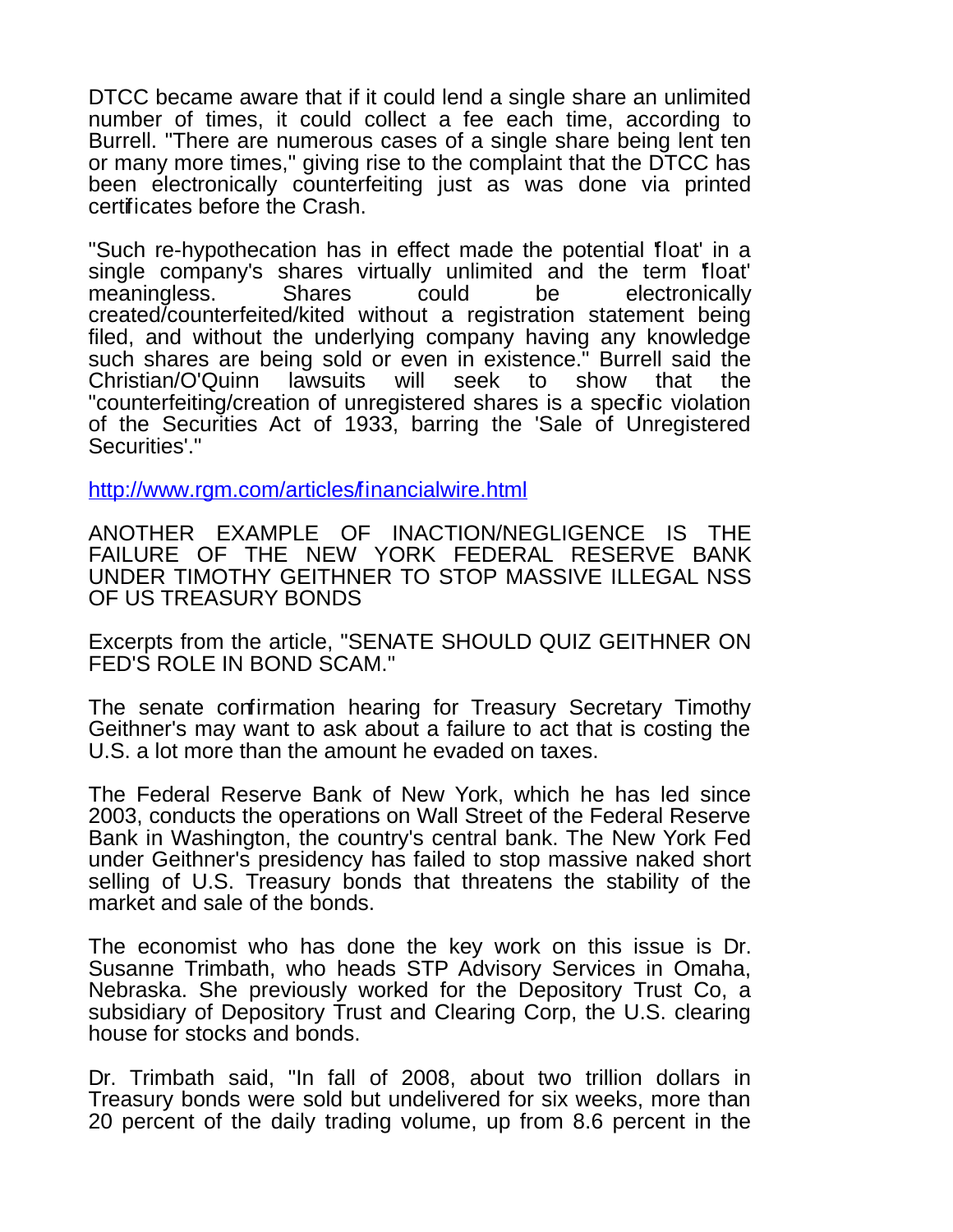DTCC became aware that if it could lend a single share an unlimited number of times, it could collect a fee each time, according to Burrell. "There are numerous cases of a single share being lent ten or many more times," giving rise to the complaint that the DTCC has been electronically counterfeiting just as was done via printed certificates before the Crash.

"Such re-hypothecation has in effect made the potential 'float' in a single company's shares virtually unlimited and the term 'float' meaningless. Shares could be electronically created/counterfeited/kited without a registration statement being filed, and without the underlying company having any knowledge such shares are being sold or even in existence." Burrell said the Christian/O'Quinn lawsuits will seek to show that the "counterfeiting/creation of unregistered shares is a specific violation of the Securities Act of 1933, barring the 'Sale of Unregistered Securities'."

[http://www.rgm.com/articles/financialwire.html](http://www.rgm.com/articles/financialwire.html)

ANOTHER EXAMPLE OF INACTION/NEGLIGENCE IS THE FAILURE OF THE NEW YORK FEDERAL RESERVE BANK UNDER TIMOTHY GEITHNER TO STOP MASSIVE ILLEGAL NSS OF US TREASURY BONDS

Excerpts from the article, "SENATE SHOULD QUIZ GEITHNER ON FED'S ROLE IN BOND SCAM."

The senate confirmation hearing for Treasury Secretary Timothy Geithner's may want to ask about a failure to act that is costing the U.S. a lot more than the amount he evaded on taxes.

The Federal Reserve Bank of New York, which he has led since 2003, conducts the operations on Wall Street of the Federal Reserve Bank in Washington, the country's central bank. The New York Fed under Geithner's presidency has failed to stop massive naked short selling of U.S. Treasury bonds that threatens the stability of the market and sale of the bonds.

The economist who has done the key work on this issue is Dr. Susanne Trimbath, who heads STP Advisory Services in Omaha, Nebraska. She previously worked for the Depository Trust Co, a subsidiary of Depository Trust and Clearing Corp, the U.S. clearing house for stocks and bonds.

Dr. Trimbath said, "In fall of 2008, about two trillion dollars in Treasury bonds were sold but undelivered for six weeks, more than 20 percent of the daily trading volume, up from 8.6 percent in the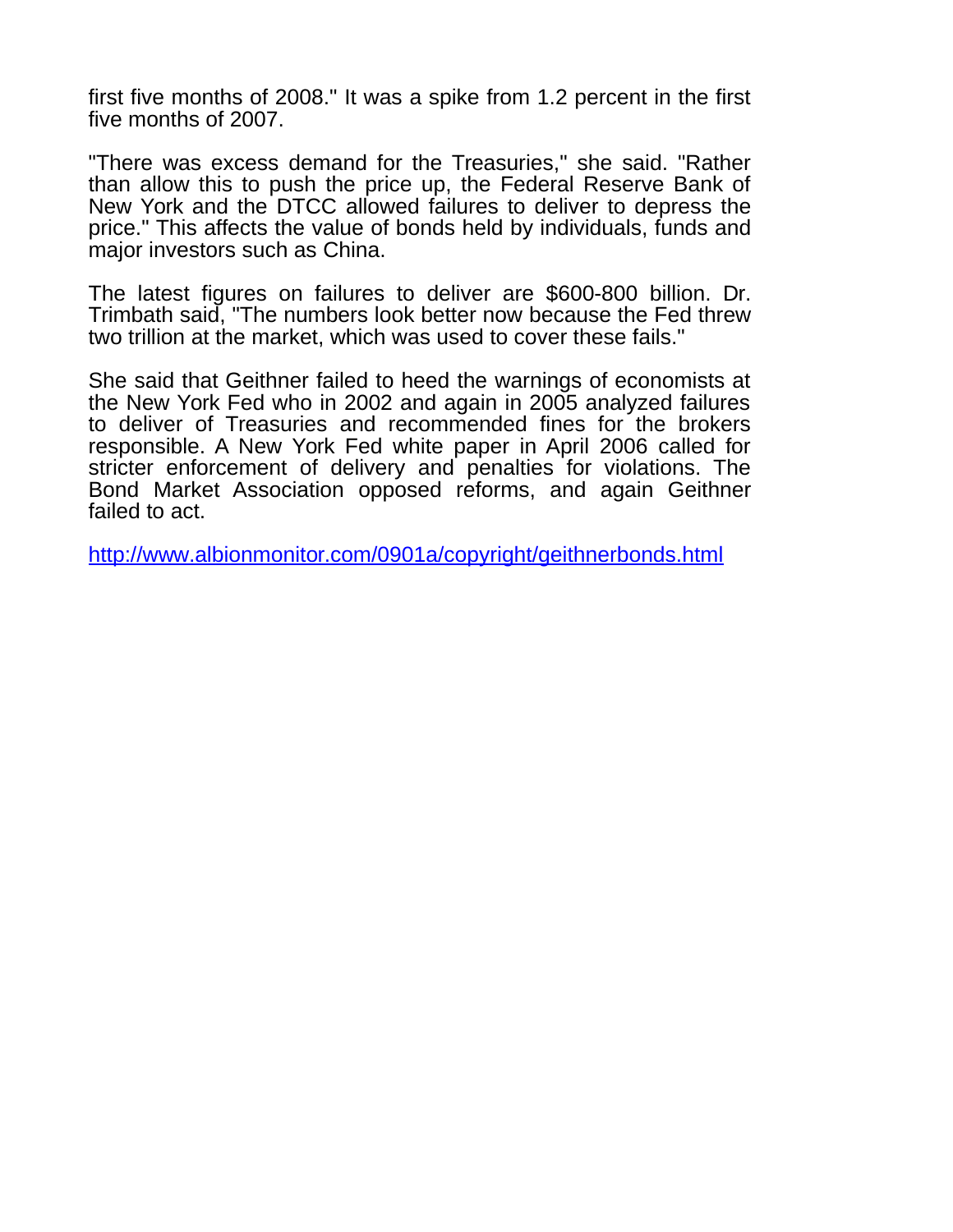first five months of 2008." It was a spike from 1.2 percent in the first five months of 2007.

"There was excess demand for the Treasuries," she said. "Rather than allow this to push the price up, the Federal Reserve Bank of New York and the DTCC allowed failures to deliver to depress the price." This affects the value of bonds held by individuals, funds and major investors such as China.

The latest figures on failures to deliver are $600-800 billion. Dr. Trimbath said, "The numbers look better now because the Fed threw two trillion at the market, which was used to cover these fails."

She said that Geithner failed to heed the warnings of economists at the New York Fed who in 2002 and again in 2005 analyzed failures to deliver of Treasuries and recommended fines for the brokers responsible. A New York Fed white paper in April 2006 called for stricter enforcement of delivery and penalties for violations. The Bond Market Association opposed reforms, and again Geithner failed to act.

http://www.albionmonitor.com/0901a/copyright/geithnerbonds.html